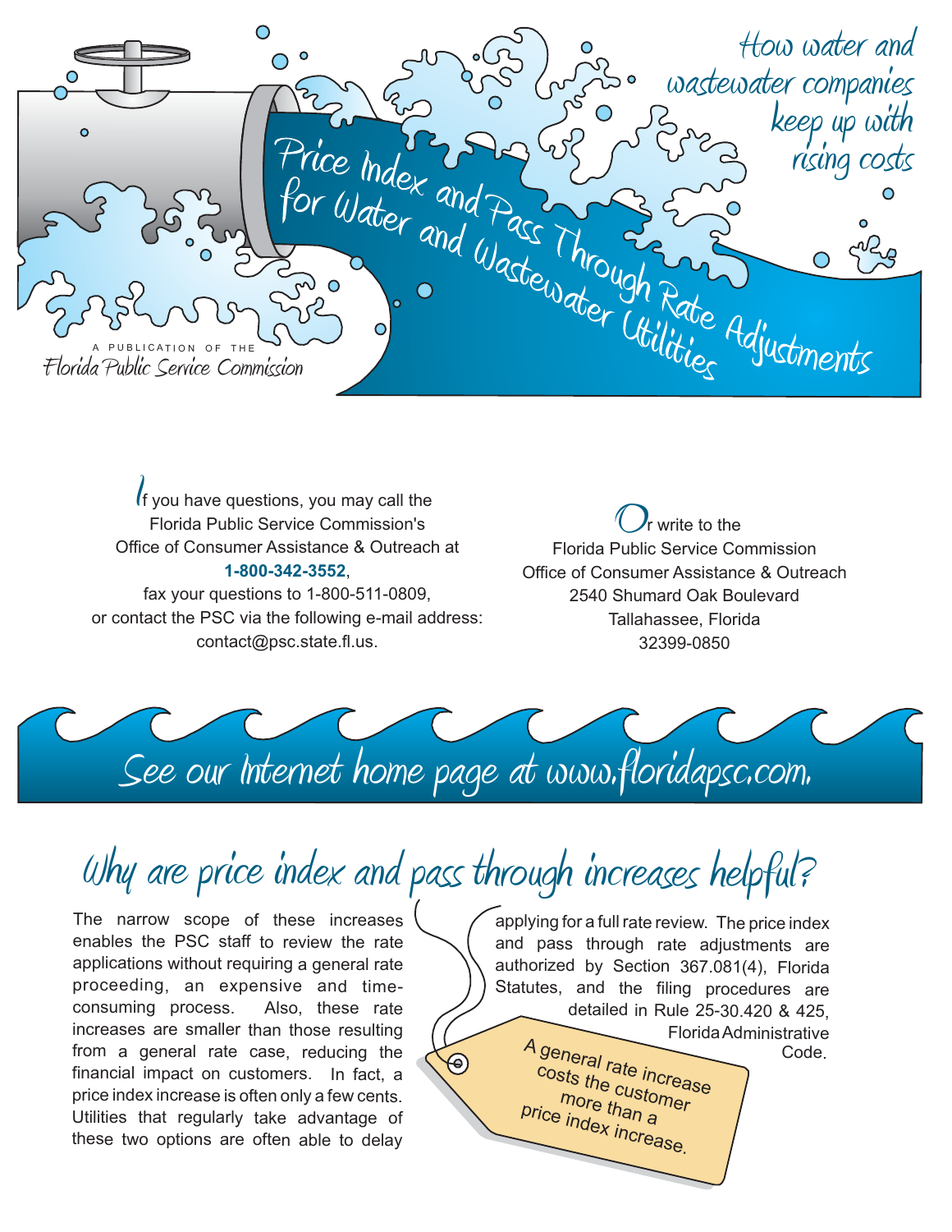# Price Index and Pass Through Rate Adjustments for Water and Wastewater Utilities

*How water and wastewater companies keep up with rising costs*

A PUBLICATION OF THE
Florida Public Service Commission

If you have questions, you may call the Florida Public Service Commission's Office of Consumer Assistance & Outreach at **1-800-342-3552**, fax your questions to 1-800-511-0809, or contact the PSC via the following e-mail address: contact@psc.state.fl.us.

Or write to the
Florida Public Service Commission
Office of Consumer Assistance & Outreach
2540 Shumard Oak Boulevard
Tallahassee, Florida
32399-0850

See our Internet home page at www.floridapsc.com.

## Why are price index and pass through increases helpful?

The narrow scope of these increases enables the PSC staff to review the rate applications without requiring a general rate proceeding, an expensive and time-consuming process. Also, these rate increases are smaller than those resulting from a general rate case, reducing the financial impact on customers. In fact, a price index increase is often only a few cents. Utilities that regularly take advantage of these two options are often able to delay applying for a full rate review. The price index and pass through rate adjustments are authorized by Section 367.081(4), Florida Statutes, and the filing procedures are detailed in Rule 25-30.420 & 425, Florida Administrative Code.

A general rate increase costs the customer more than a price index increase.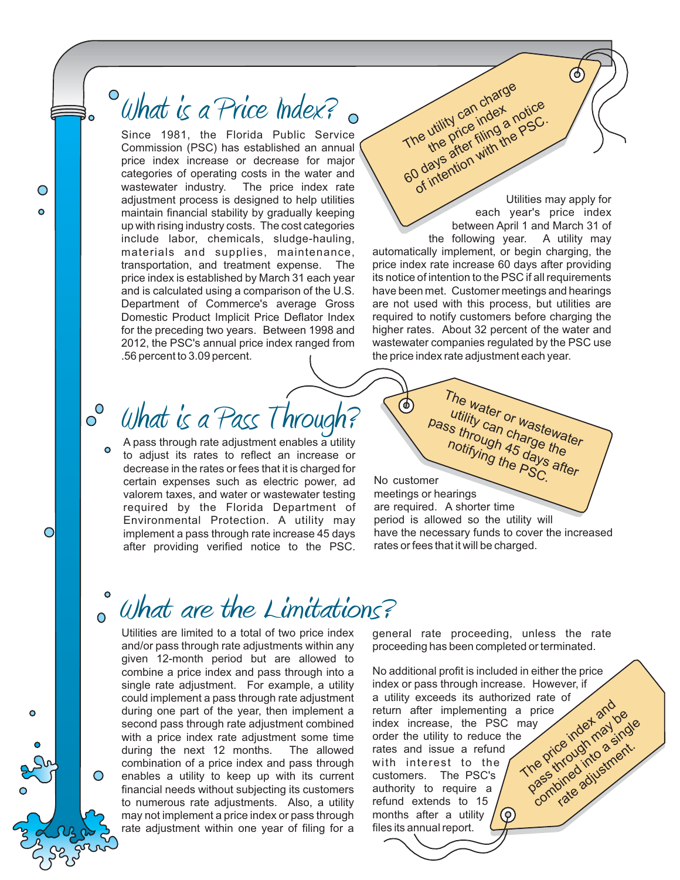## What is a Price Index?

Since 1981, the Florida Public Service Commission (PSC) has established an annual price index increase or decrease for major categories of operating costs in the water and wastewater industry. The price index rate adjustment process is designed to help utilities maintain financial stability by gradually keeping up with rising industry costs. The cost categories include labor, chemicals, sludge-hauling, materials and supplies, maintenance, transportation, and treatment expense. The price index is established by March 31 each year and is calculated using a comparison of the U.S. Department of Commerce's average Gross Domestic Product Implicit Price Deflator Index for the preceding two years. Between 1998 and 2012, the PSC's annual price index ranged from .56 percent to 3.09 percent.

The utility can charge the price index 60 days after filing a notice of intention with the PSC.

Utilities may apply for each year's price index between April 1 and March 31 of the following year. A utility may automatically implement, or begin charging, the price index rate increase 60 days after providing its notice of intention to the PSC if all requirements have been met. Customer meetings and hearings are not used with this process, but utilities are required to notify customers before charging the higher rates. About 32 percent of the water and wastewater companies regulated by the PSC use the price index rate adjustment each year.

## What is a Pass Through?

A pass through rate adjustment enables a utility to adjust its rates to reflect an increase or decrease in the rates or fees that it is charged for certain expenses such as electric power, ad valorem taxes, and water or wastewater testing required by the Florida Department of Environmental Protection. A utility may implement a pass through rate increase 45 days after providing verified notice to the PSC.

The water or wastewater utility can charge the pass through 45 days after notifying the PSC.

No customer meetings or hearings are required. A shorter time period is allowed so the utility will have the necessary funds to cover the increased rates or fees that it will be charged.

## What are the Limitations?

Utilities are limited to a total of two price index and/or pass through rate adjustments within any given 12-month period but are allowed to combine a price index and pass through into a single rate adjustment. For example, a utility could implement a pass through rate adjustment during one part of the year, then implement a second pass through rate adjustment combined with a price index rate adjustment some time during the next 12 months. The allowed combination of a price index and pass through enables a utility to keep up with its current financial needs without subjecting its customers to numerous rate adjustments. Also, a utility may not implement a price index or pass through rate adjustment within one year of filing for a general rate proceeding, unless the rate proceeding has been completed or terminated.

No additional profit is included in either the price index or pass through increase. However, if a utility exceeds its authorized rate of return after implementing a price index increase, the PSC may order the utility to reduce the rates and issue a refund with interest to the customers. The PSC's authority to require a refund extends to 15 months after a utility files its annual report.

The price index and pass through may be combined into a single rate adjustment.